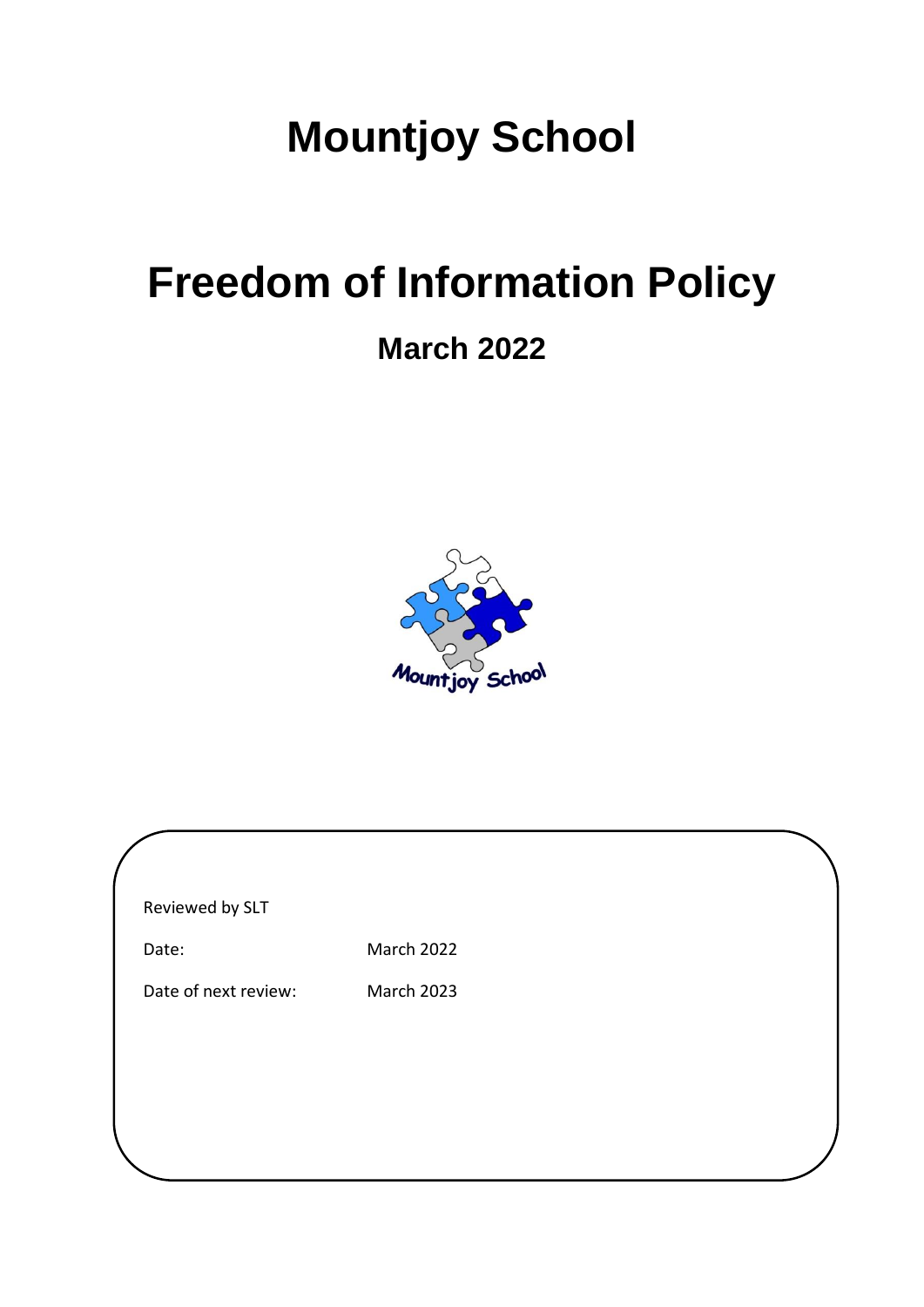# Mountjoy School

# Freedom of Information Policy

## March 2022

Reviewed by SLT

| | |
|---|---|
| Date: | March 2022 |
| Date of next review: | March 2023 |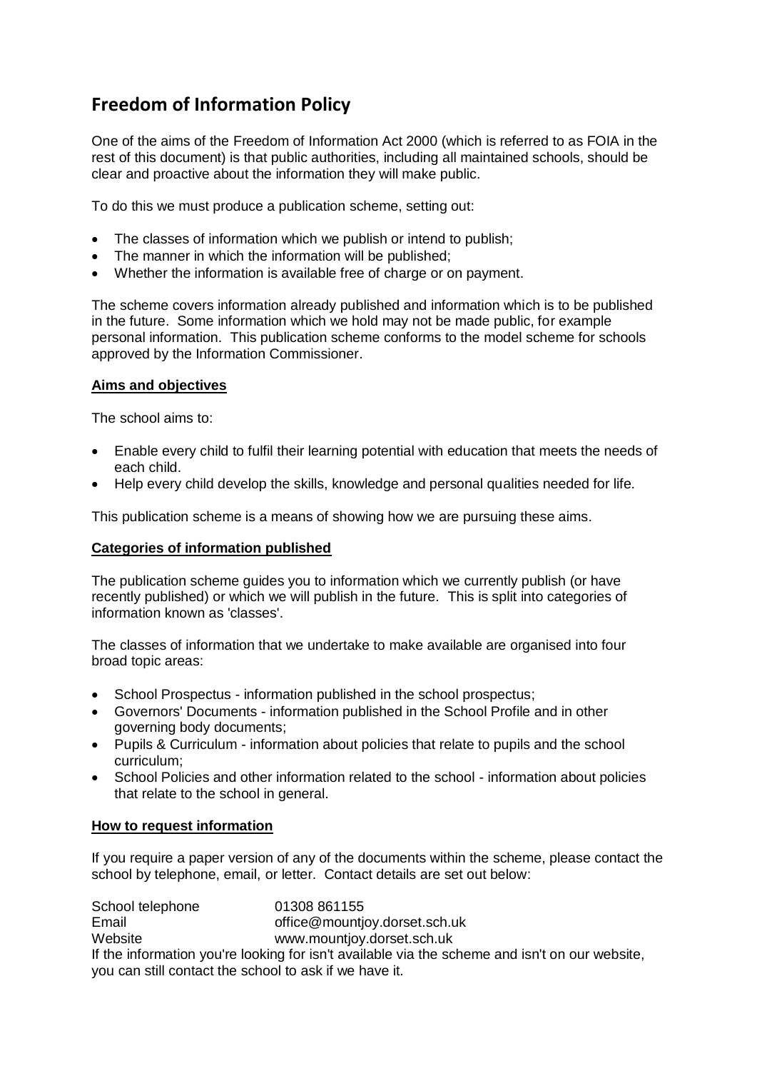# Freedom of Information Policy

One of the aims of the Freedom of Information Act 2000 (which is referred to as FOIA in the rest of this document) is that public authorities, including all maintained schools, should be clear and proactive about the information they will make public.

To do this we must produce a publication scheme, setting out:

- The classes of information which we publish or intend to publish;
- The manner in which the information will be published;
- Whether the information is available free of charge or on payment.

The scheme covers information already published and information which is to be published in the future. Some information which we hold may not be made public, for example personal information. This publication scheme conforms to the model scheme for schools approved by the Information Commissioner.

## Aims and objectives

The school aims to:

- Enable every child to fulfil their learning potential with education that meets the needs of each child.
- Help every child develop the skills, knowledge and personal qualities needed for life.

This publication scheme is a means of showing how we are pursuing these aims.

## Categories of information published

The publication scheme guides you to information which we currently publish (or have recently published) or which we will publish in the future. This is split into categories of information known as 'classes'.

The classes of information that we undertake to make available are organised into four broad topic areas:

- School Prospectus - information published in the school prospectus;
- Governors' Documents - information published in the School Profile and in other governing body documents;
- Pupils & Curriculum - information about policies that relate to pupils and the school curriculum;
- School Policies and other information related to the school - information about policies that relate to the school in general.

## How to request information

If you require a paper version of any of the documents within the scheme, please contact the school by telephone, email, or letter. Contact details are set out below:

School telephone 01308 861155
Email office@mountjoy.dorset.sch.uk
Website www.mountjoy.dorset.sch.uk

If the information you're looking for isn't available via the scheme and isn't on our website, you can still contact the school to ask if we have it.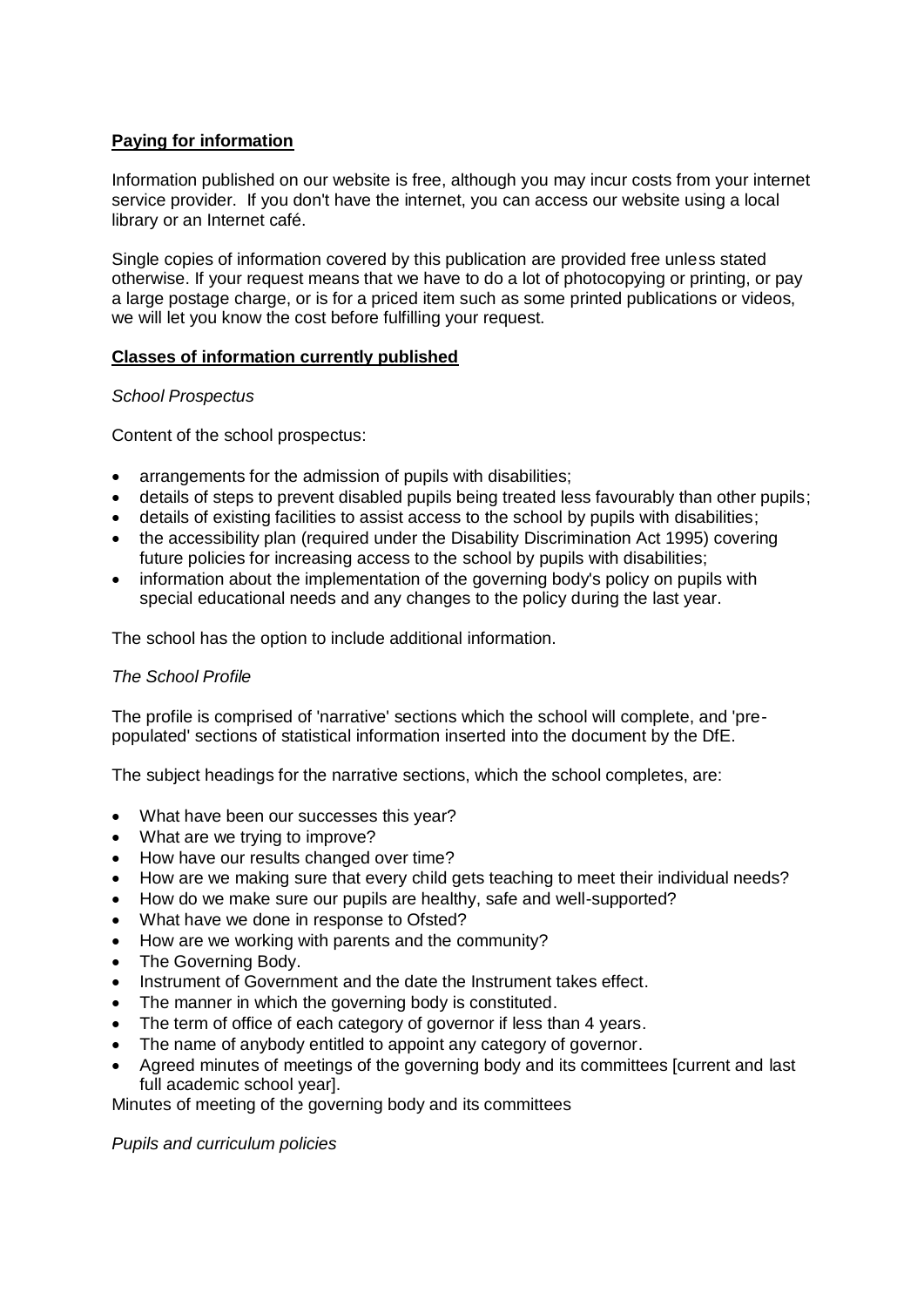**Paying for information**

Information published on our website is free, although you may incur costs from your internet service provider. If you don't have the internet, you can access our website using a local library or an Internet café.

Single copies of information covered by this publication are provided free unless stated otherwise. If your request means that we have to do a lot of photocopying or printing, or pay a large postage charge, or is for a priced item such as some printed publications or videos, we will let you know the cost before fulfilling your request.

**Classes of information currently published**

*School Prospectus*

Content of the school prospectus:

- arrangements for the admission of pupils with disabilities;
- details of steps to prevent disabled pupils being treated less favourably than other pupils;
- details of existing facilities to assist access to the school by pupils with disabilities;
- the accessibility plan (required under the Disability Discrimination Act 1995) covering future policies for increasing access to the school by pupils with disabilities;
- information about the implementation of the governing body's policy on pupils with special educational needs and any changes to the policy during the last year.

The school has the option to include additional information.

*The School Profile*

The profile is comprised of 'narrative' sections which the school will complete, and 'pre-populated' sections of statistical information inserted into the document by the DfE.

The subject headings for the narrative sections, which the school completes, are:

- What have been our successes this year?
- What are we trying to improve?
- How have our results changed over time?
- How are we making sure that every child gets teaching to meet their individual needs?
- How do we make sure our pupils are healthy, safe and well-supported?
- What have we done in response to Ofsted?
- How are we working with parents and the community?
- The Governing Body.
- Instrument of Government and the date the Instrument takes effect.
- The manner in which the governing body is constituted.
- The term of office of each category of governor if less than 4 years.
- The name of anybody entitled to appoint any category of governor.
- Agreed minutes of meetings of the governing body and its committees [current and last full academic school year].

Minutes of meeting of the governing body and its committees

*Pupils and curriculum policies*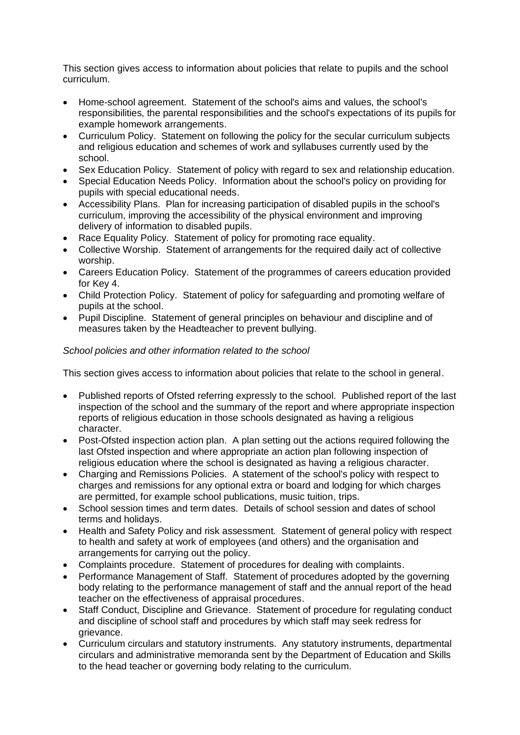This section gives access to information about policies that relate to pupils and the school curriculum.

- Home-school agreement. Statement of the school's aims and values, the school's responsibilities, the parental responsibilities and the school's expectations of its pupils for example homework arrangements.
- Curriculum Policy. Statement on following the policy for the secular curriculum subjects and religious education and schemes of work and syllabuses currently used by the school.
- Sex Education Policy. Statement of policy with regard to sex and relationship education.
- Special Education Needs Policy. Information about the school's policy on providing for pupils with special educational needs.
- Accessibility Plans. Plan for increasing participation of disabled pupils in the school's curriculum, improving the accessibility of the physical environment and improving delivery of information to disabled pupils.
- Race Equality Policy. Statement of policy for promoting race equality.
- Collective Worship. Statement of arrangements for the required daily act of collective worship.
- Careers Education Policy. Statement of the programmes of careers education provided for Key 4.
- Child Protection Policy. Statement of policy for safeguarding and promoting welfare of pupils at the school.
- Pupil Discipline. Statement of general principles on behaviour and discipline and of measures taken by the Headteacher to prevent bullying.

*School policies and other information related to the school*

This section gives access to information about policies that relate to the school in general.

- Published reports of Ofsted referring expressly to the school. Published report of the last inspection of the school and the summary of the report and where appropriate inspection reports of religious education in those schools designated as having a religious character.
- Post-Ofsted inspection action plan. A plan setting out the actions required following the last Ofsted inspection and where appropriate an action plan following inspection of religious education where the school is designated as having a religious character.
- Charging and Remissions Policies. A statement of the school's policy with respect to charges and remissions for any optional extra or board and lodging for which charges are permitted, for example school publications, music tuition, trips.
- School session times and term dates. Details of school session and dates of school terms and holidays.
- Health and Safety Policy and risk assessment. Statement of general policy with respect to health and safety at work of employees (and others) and the organisation and arrangements for carrying out the policy.
- Complaints procedure. Statement of procedures for dealing with complaints.
- Performance Management of Staff. Statement of procedures adopted by the governing body relating to the performance management of staff and the annual report of the head teacher on the effectiveness of appraisal procedures.
- Staff Conduct, Discipline and Grievance. Statement of procedure for regulating conduct and discipline of school staff and procedures by which staff may seek redress for grievance.
- Curriculum circulars and statutory instruments. Any statutory instruments, departmental circulars and administrative memoranda sent by the Department of Education and Skills to the head teacher or governing body relating to the curriculum.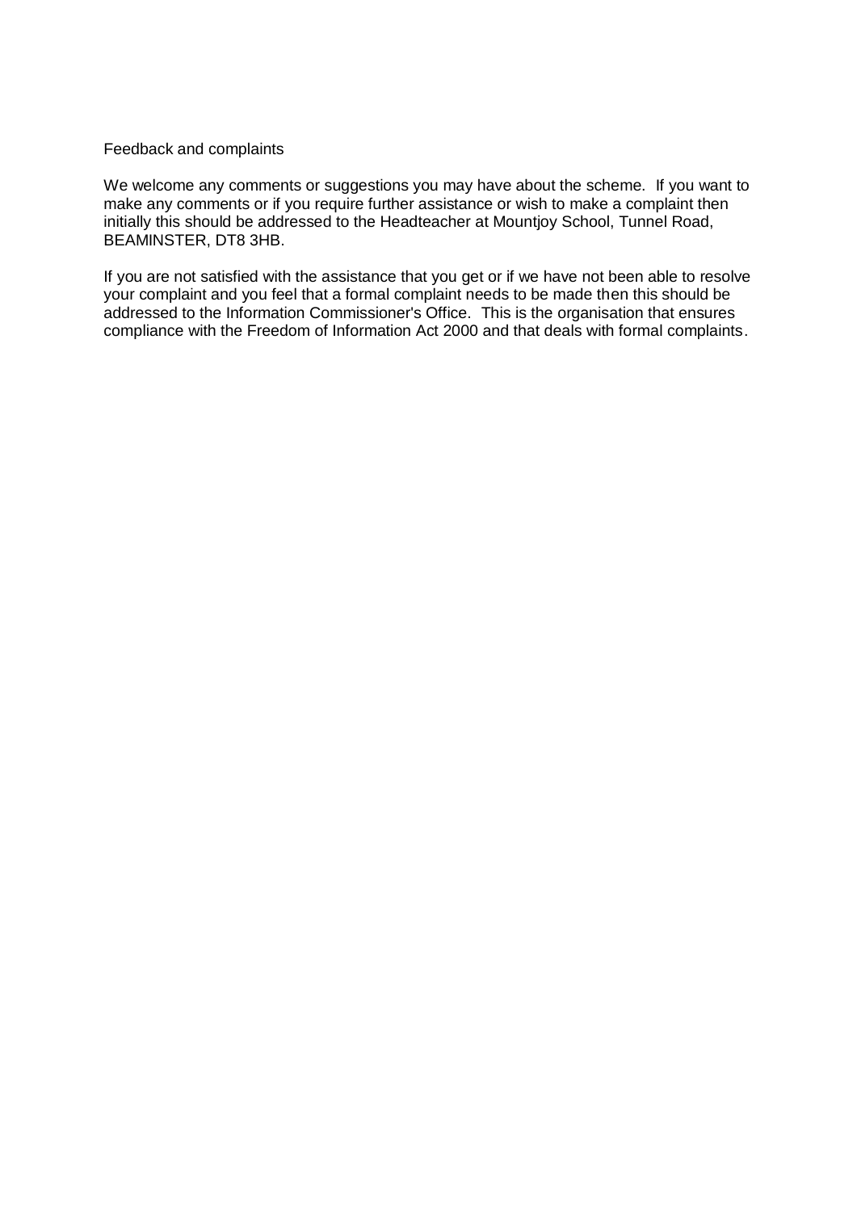## Feedback and complaints

We welcome any comments or suggestions you may have about the scheme. If you want to make any comments or if you require further assistance or wish to make a complaint then initially this should be addressed to the Headteacher at Mountjoy School, Tunnel Road, BEAMINSTER, DT8 3HB.

If you are not satisfied with the assistance that you get or if we have not been able to resolve your complaint and you feel that a formal complaint needs to be made then this should be addressed to the Information Commissioner's Office. This is the organisation that ensures compliance with the Freedom of Information Act 2000 and that deals with formal complaints.